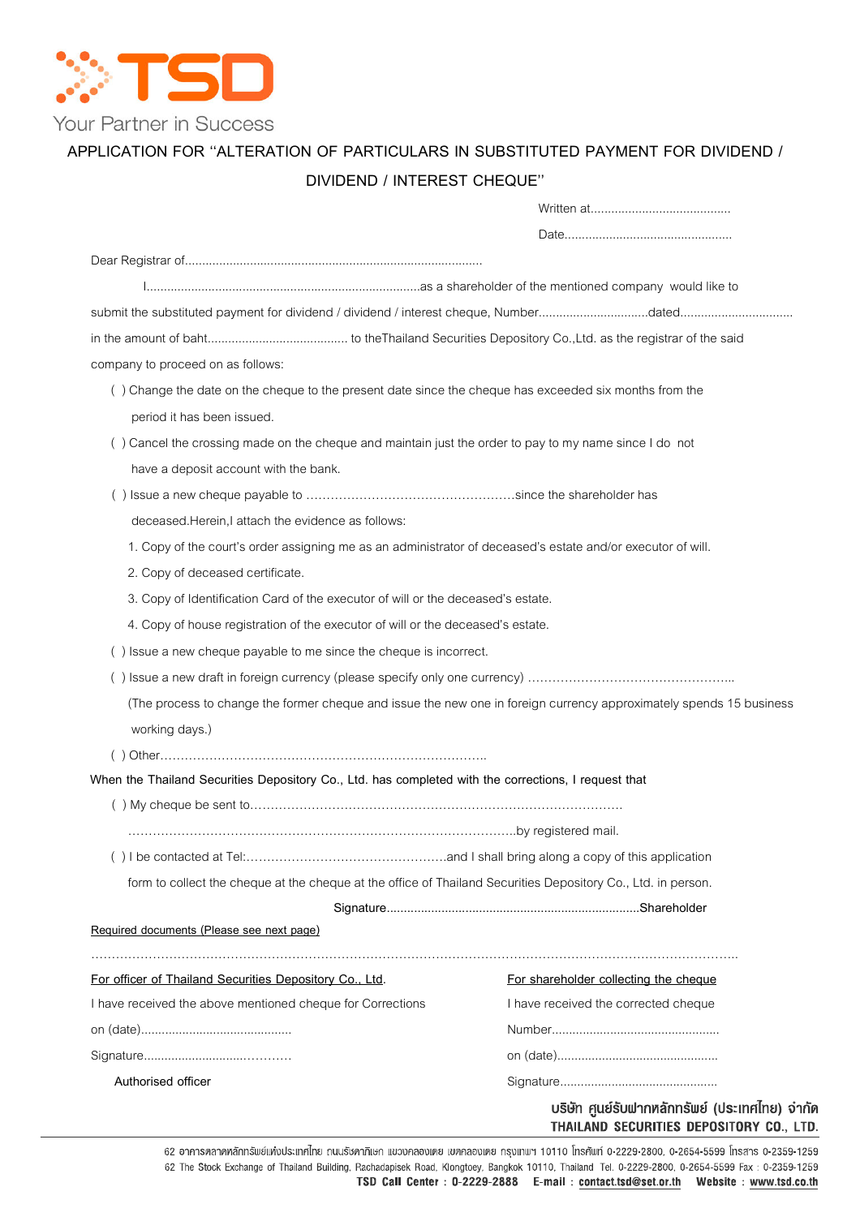TSD

Your Partner in Success

# APPLICATION FOR "ALTERATION OF PARTICULARS IN SUBSTITUTED PAYMENT FOR DIVIDEND / DIVIDEND / INTEREST CHEQUE"

Written at.........................................

Date.................................................

Dear Registrar of......................................................................................

I...............................................................................as a shareholder of the mentioned company would like to submit the substituted payment for dividend / dividend / interest cheque, Number................................dated................................ in the amount of baht......................................... to theThailand Securities Depository Co.,Ltd. as the registrar of the said company to proceed on as follows:

( ) Change the date on the cheque to the present date since the cheque has exceeded six months from the period it has been issued.

( ) Cancel the crossing made on the cheque and maintain just the order to pay to my name since I do not have a deposit account with the bank.

( ) Issue a new cheque payable to ……………………………………………since the shareholder has deceased.Herein,I attach the evidence as follows:

1. Copy of the court's order assigning me as an administrator of deceased's estate and/or executor of will.
2. Copy of deceased certificate.
3. Copy of Identification Card of the executor of will or the deceased's estate.
4. Copy of house registration of the executor of will or the deceased's estate.

( ) Issue a new cheque payable to me since the cheque is incorrect.

( ) Issue a new draft in foreign currency (please specify only one currency) …………………………………………..

(The process to change the former cheque and issue the new one in foreign currency approximately spends 15 business working days.)

( ) Other……………………………………………………………………..

When the Thailand Securities Depository Co., Ltd. has completed with the corrections, I request that

( ) My cheque be sent to…………………………………………………………………………

………………………………………………………………………………….by registered mail.

( ) I be contacted at Tel:…………………………………………and I shall bring along a copy of this application form to collect the cheque at the cheque at the office of Thailand Securities Depository Co., Ltd. in person.

Signature.........................................................................Shareholder

Required documents (Please see next page)

……………………………………………………………………………………………………………………………………

**For officer of Thailand Securities Depository Co., Ltd.**

I have received the above mentioned cheque for Corrections

on (date)...........................................

Signature..........................…………

Authorised officer

**For shareholder collecting the cheque**

I have received the corrected cheque

Number................................................

on (date)..............................................

Signature.............................................

บริษัท ศูนย์รับฝากหลักทรัพย์ (ประเทศไทย) จำกัด
THAILAND SECURITIES DEPOSITORY CO., LTD.

62 อาคารตลาดหลักทรัพย์แห่งประเทศไทย ถนนรัชดาภิเษก แขวงคลองเตย เขตคลองเตย กรุงเทพฯ 10110 โทรศัพท์ 0-2229-2800, 0-2654-5599 โทรสาร 0-2359-1259
62 The Stock Exchange of Thailand Building, Rachadapisek Road, Klongtoey, Bangkok 10110, Thailand Tel. 0-2229-2800, 0-2654-5599 Fax : 0-2359-1259
TSD Call Center : 0-2229-2888 E-mail : contact.tsd@set.or.th Website : www.tsd.co.th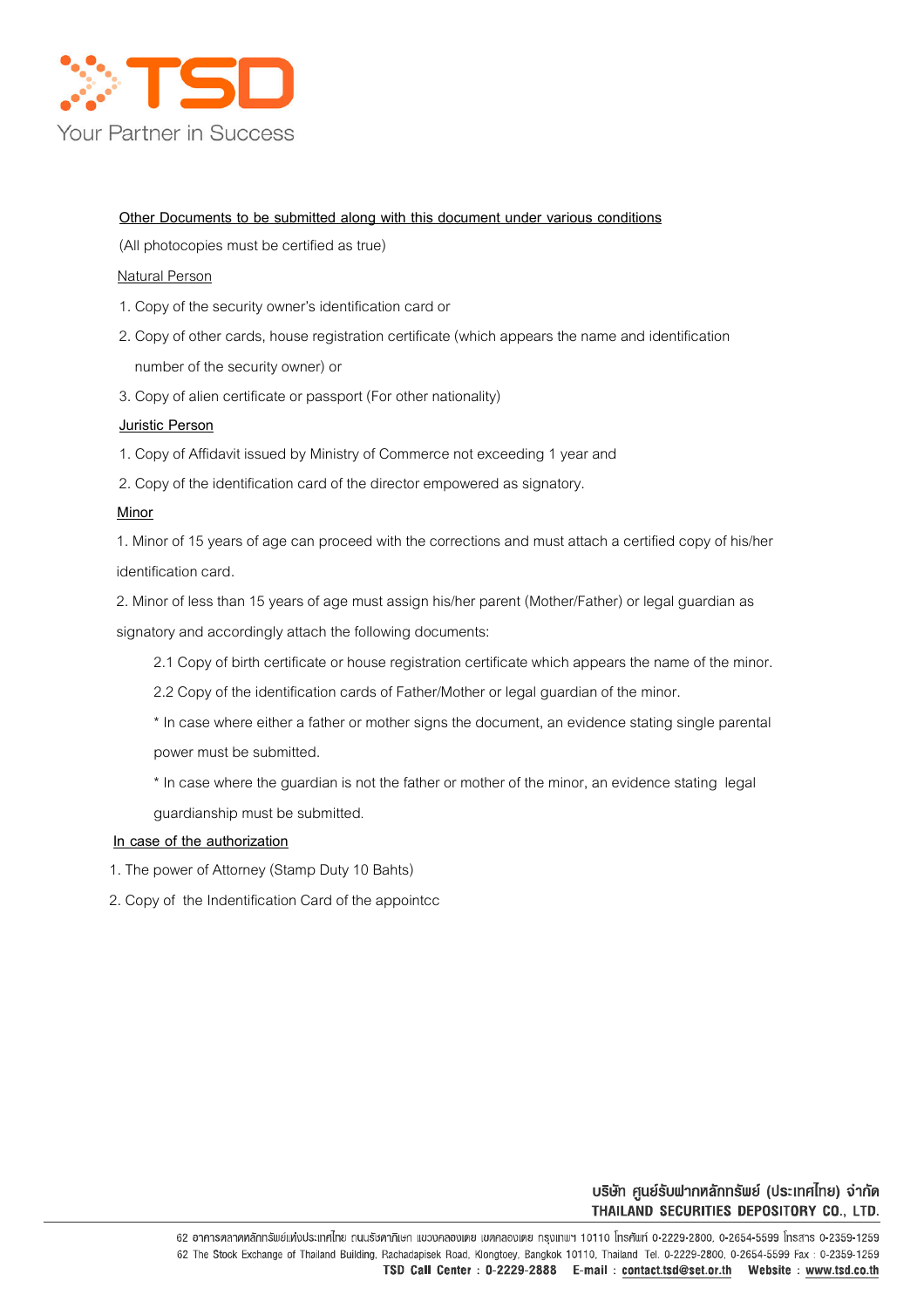Other Documents to be submitted along with this document under various conditions

(All photocopies must be certified as true)

Natural Person

1. Copy of the security owner's identification card or
2. Copy of other cards, house registration certificate (which appears the name and identification number of the security owner) or
3. Copy of alien certificate or passport (For other nationality)

Juristic Person

1. Copy of Affidavit issued by Ministry of Commerce not exceeding 1 year and
2. Copy of the identification card of the director empowered as signatory.

Minor

1. Minor of 15 years of age can proceed with the corrections and must attach a certified copy of his/her identification card.
2. Minor of less than 15 years of age must assign his/her parent (Mother/Father) or legal guardian as signatory and accordingly attach the following documents:

   2.1 Copy of birth certificate or house registration certificate which appears the name of the minor.

   2.2 Copy of the identification cards of Father/Mother or legal guardian of the minor.

   * In case where either a father or mother signs the document, an evidence stating single parental power must be submitted.

   * In case where the guardian is not the father or mother of the minor, an evidence stating legal guardianship must be submitted.

In case of the authorization

1. The power of Attorney (Stamp Duty 10 Bahts)
2. Copy of the Indentification Card of the appointcc